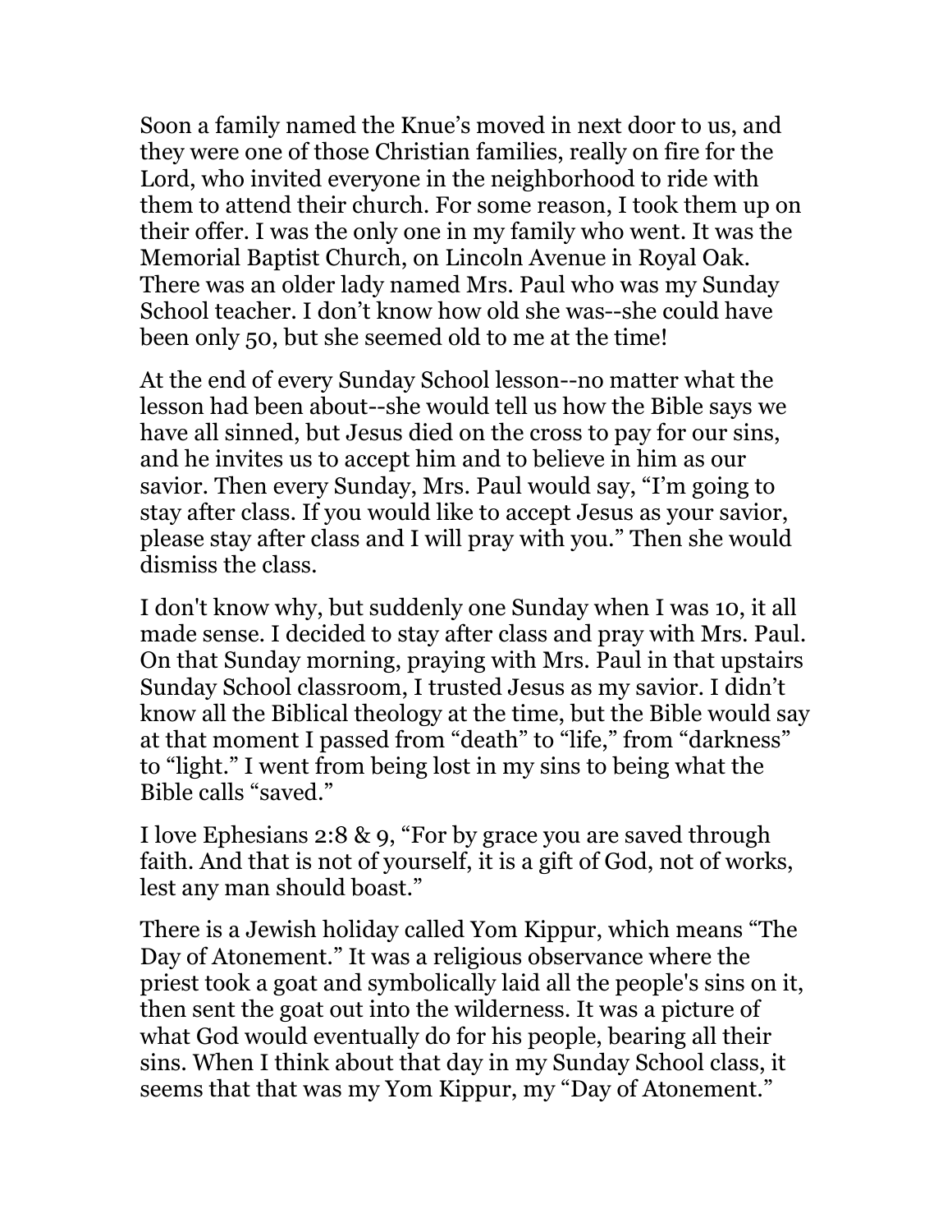Soon a family named the Knue's moved in next door to us, and they were one of those Christian families, really on fire for the Lord, who invited everyone in the neighborhood to ride with them to attend their church. For some reason, I took them up on their offer. I was the only one in my family who went. It was the Memorial Baptist Church, on Lincoln Avenue in Royal Oak. There was an older lady named Mrs. Paul who was my Sunday School teacher. I don't know how old she was--she could have been only 50, but she seemed old to me at the time!

At the end of every Sunday School lesson--no matter what the lesson had been about--she would tell us how the Bible says we have all sinned, but Jesus died on the cross to pay for our sins, and he invites us to accept him and to believe in him as our savior. Then every Sunday, Mrs. Paul would say, "I'm going to stay after class. If you would like to accept Jesus as your savior, please stay after class and I will pray with you." Then she would dismiss the class.

I don't know why, but suddenly one Sunday when I was 10, it all made sense. I decided to stay after class and pray with Mrs. Paul. On that Sunday morning, praying with Mrs. Paul in that upstairs Sunday School classroom, I trusted Jesus as my savior. I didn't know all the Biblical theology at the time, but the Bible would say at that moment I passed from "death" to "life," from "darkness" to "light." I went from being lost in my sins to being what the Bible calls "saved."

I love Ephesians 2:8 & 9, "For by grace you are saved through faith. And that is not of yourself, it is a gift of God, not of works, lest any man should boast."

There is a Jewish holiday called Yom Kippur, which means "The Day of Atonement." It was a religious observance where the priest took a goat and symbolically laid all the people's sins on it, then sent the goat out into the wilderness. It was a picture of what God would eventually do for his people, bearing all their sins. When I think about that day in my Sunday School class, it seems that that was my Yom Kippur, my "Day of Atonement."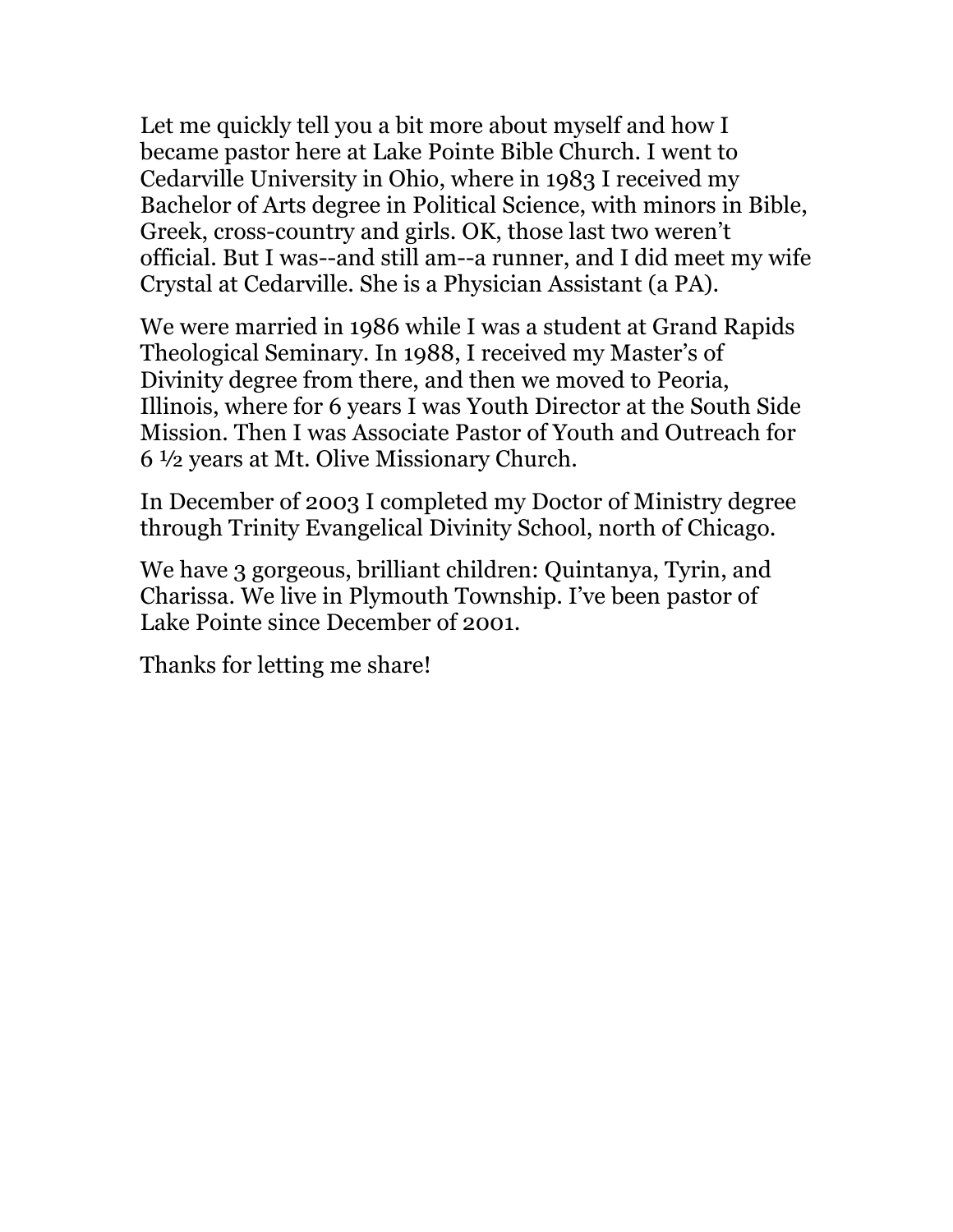Let me quickly tell you a bit more about myself and how I became pastor here at Lake Pointe Bible Church. I went to Cedarville University in Ohio, where in 1983 I received my Bachelor of Arts degree in Political Science, with minors in Bible, Greek, cross-country and girls. OK, those last two weren't official. But I was--and still am--a runner, and I did meet my wife Crystal at Cedarville. She is a Physician Assistant (a PA).

We were married in 1986 while I was a student at Grand Rapids Theological Seminary. In 1988, I received my Master's of Divinity degree from there, and then we moved to Peoria, Illinois, where for 6 years I was Youth Director at the South Side Mission. Then I was Associate Pastor of Youth and Outreach for 6 ½ years at Mt. Olive Missionary Church.

In December of 2003 I completed my Doctor of Ministry degree through Trinity Evangelical Divinity School, north of Chicago.

We have 3 gorgeous, brilliant children: Quintanya, Tyrin, and Charissa. We live in Plymouth Township. I've been pastor of Lake Pointe since December of 2001.

Thanks for letting me share!